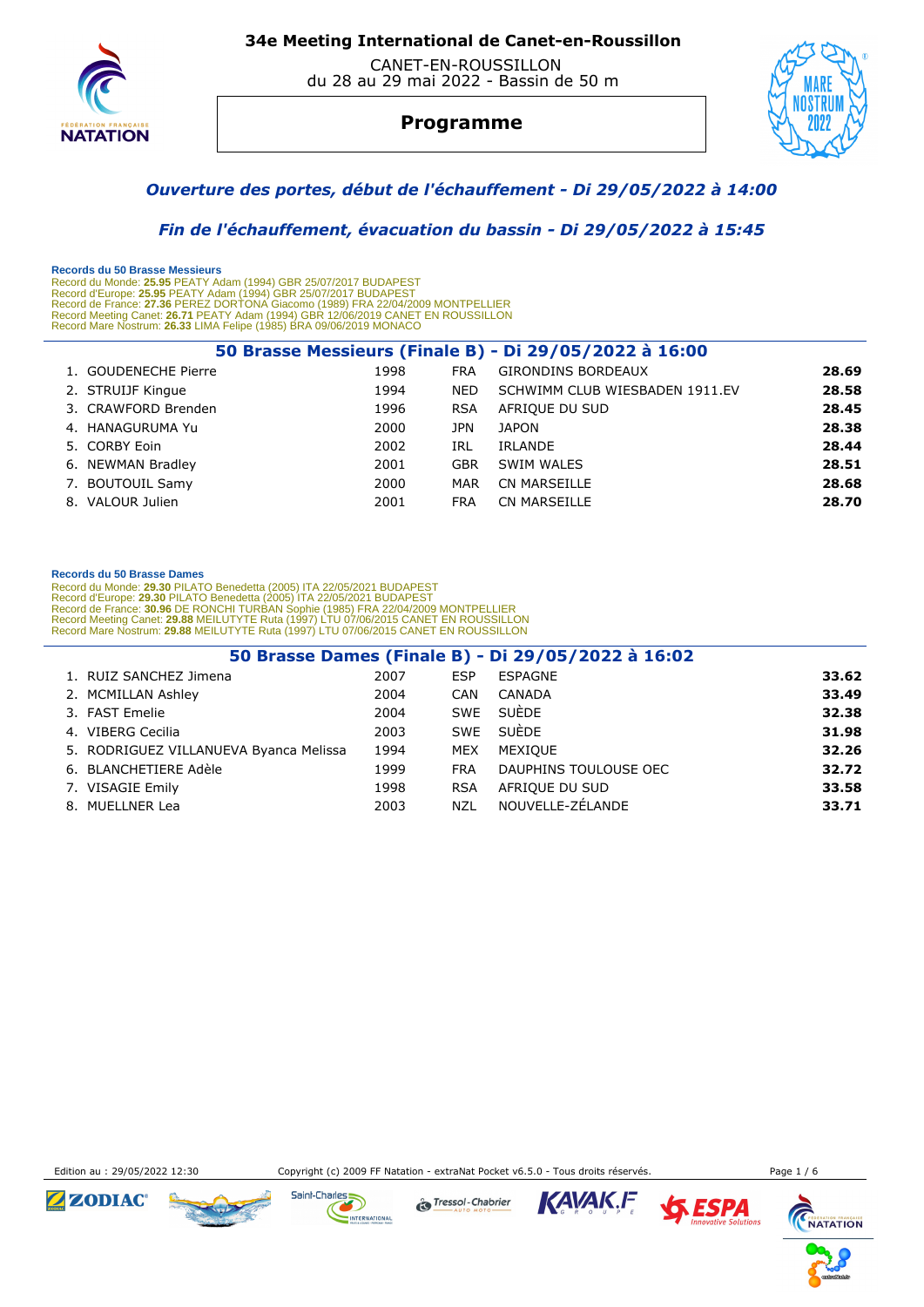# 34e Meeting International de Canet-en-Roussillon

CANET-EN-ROUSSILLON
du 28 au 29 mai 2022 - Bassin de 50 m

## Programme

*Ouverture des portes, début de l'échauffement - Di 29/05/2022 à 14:00*

*Fin de l'échauffement, évacuation du bassin - Di 29/05/2022 à 15:45*

**Records du 50 Brasse Messieurs**
Record du Monde: **25.95** PEATY Adam (1994) GBR 25/07/2017 BUDAPEST
Record d'Europe: **25.95** PEATY Adam (1994) GBR 25/07/2017 BUDAPEST
Record de France: **27.36** PEREZ DORTONA Giacomo (1989) FRA 22/04/2009 MONTPELLIER
Record Meeting Canet: **26.71** PEATY Adam (1994) GBR 12/06/2019 CANET EN ROUSSILLON
Record Mare Nostrum: **26.33** LIMA Felipe (1985) BRA 09/06/2019 MONACO

### 50 Brasse Messieurs (Finale B) - Di 29/05/2022 à 16:00

| | Nom | Année | Nat. | Club | Temps |
|---|---|---|---|---|---|
| 1. | GOUDENECHE Pierre | 1998 | FRA | GIRONDINS BORDEAUX | **28.69** |
| 2. | STRUIJF Kingue | 1994 | NED | SCHWIMM CLUB WIESBADEN 1911.EV | **28.58** |
| 3. | CRAWFORD Brenden | 1996 | RSA | AFRIQUE DU SUD | **28.45** |
| 4. | HANAGURUMA Yu | 2000 | JPN | JAPON | **28.38** |
| 5. | CORBY Eoin | 2002 | IRL | IRLANDE | **28.44** |
| 6. | NEWMAN Bradley | 2001 | GBR | SWIM WALES | **28.51** |
| 7. | BOUTOUIL Samy | 2000 | MAR | CN MARSEILLE | **28.68** |
| 8. | VALOUR Julien | 2001 | FRA | CN MARSEILLE | **28.70** |

**Records du 50 Brasse Dames**
Record du Monde: **29.30** PILATO Benedetta (2005) ITA 22/05/2021 BUDAPEST
Record d'Europe: **29.30** PILATO Benedetta (2005) ITA 22/05/2021 BUDAPEST
Record de France: **30.96** DE RONCHI TURBAN Sophie (1985) FRA 22/04/2009 MONTPELLIER
Record Meeting Canet: **29.88** MEILUTYTE Ruta (1997) LTU 07/06/2015 CANET EN ROUSSILLON
Record Mare Nostrum: **29.88** MEILUTYTE Ruta (1997) LTU 07/06/2015 CANET EN ROUSSILLON

### 50 Brasse Dames (Finale B) - Di 29/05/2022 à 16:02

| | Nom | Année | Nat. | Club | Temps |
|---|---|---|---|---|---|
| 1. | RUIZ SANCHEZ Jimena | 2007 | ESP | ESPAGNE | **33.62** |
| 2. | MCMILLAN Ashley | 2004 | CAN | CANADA | **33.49** |
| 3. | FAST Emelie | 2004 | SWE | SUÈDE | **32.38** |
| 4. | VIBERG Cecilia | 2003 | SWE | SUÈDE | **31.98** |
| 5. | RODRIGUEZ VILLANUEVA Byanca Melissa | 1994 | MEX | MEXIQUE | **32.26** |
| 6. | BLANCHETIERE Adèle | 1999 | FRA | DAUPHINS TOULOUSE OEC | **32.72** |
| 7. | VISAGIE Emily | 1998 | RSA | AFRIQUE DU SUD | **33.58** |
| 8. | MUELLNER Lea | 2003 | NZL | NOUVELLE-ZÉLANDE | **33.71** |

Edition au : 29/05/2022 12:30 Copyright (c) 2009 FF Natation - extraNat Pocket v6.5.0 - Tous droits réservés.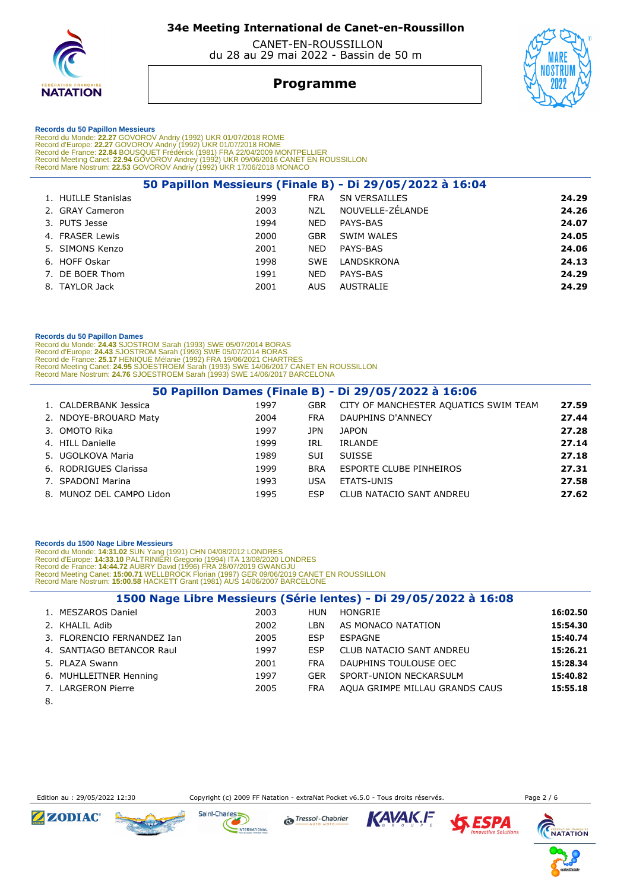# 34e Meeting International de Canet-en-Roussillon

CANET-EN-ROUSSILLON
du 28 au 29 mai 2022 - Bassin de 50 m

## Programme

**Records du 50 Papillon Messieurs**
Record du Monde: **22.27** GOVOROV Andriy (1992) UKR 01/07/2018 ROME
Record d'Europe: **22.27** GOVOROV Andriy (1992) UKR 01/07/2018 ROME
Record de France: **22.84** BOUSQUET Frédérick (1981) FRA 22/04/2009 MONTPELLIER
Record Meeting Canet: **22.94** GOVOROV Andrey (1992) UKR 09/06/2016 CANET EN ROUSSILLON
Record Mare Nostrum: **22.53** GOVOROV Andriy (1992) UKR 17/06/2018 MONACO

### 50 Papillon Messieurs (Finale B) - Di 29/05/2022 à 16:04

| | Nom | Année | Nat. | Club | Temps |
|---|---|---|---|---|---|
| 1. | HUILLE Stanislas | 1999 | FRA | SN VERSAILLES | **24.29** |
| 2. | GRAY Cameron | 2003 | NZL | NOUVELLE-ZÉLANDE | **24.26** |
| 3. | PUTS Jesse | 1994 | NED | PAYS-BAS | **24.07** |
| 4. | FRASER Lewis | 2000 | GBR | SWIM WALES | **24.05** |
| 5. | SIMONS Kenzo | 2001 | NED | PAYS-BAS | **24.06** |
| 6. | HOFF Oskar | 1998 | SWE | LANDSKRONA | **24.13** |
| 7. | DE BOER Thom | 1991 | NED | PAYS-BAS | **24.29** |
| 8. | TAYLOR Jack | 2001 | AUS | AUSTRALIE | **24.29** |

**Records du 50 Papillon Dames**
Record du Monde: **24.43** SJOSTROM Sarah (1993) SWE 05/07/2014 BORAS
Record d'Europe: **24.43** SJOSTROM Sarah (1993) SWE 05/07/2014 BORAS
Record de France: **25.17** HENIQUE Mélanie (1992) FRA 19/06/2021 CHARTRES
Record Meeting Canet: **24.95** SJOESTROEM Sarah (1993) SWE 14/06/2017 CANET EN ROUSSILLON
Record Mare Nostrum: **24.76** SJOESTROEM Sarah (1993) SWE 14/06/2017 BARCELONA

### 50 Papillon Dames (Finale B) - Di 29/05/2022 à 16:06

| | Nom | Année | Nat. | Club | Temps |
|---|---|---|---|---|---|
| 1. | CALDERBANK Jessica | 1997 | GBR | CITY OF MANCHESTER AQUATICS SWIM TEAM | **27.59** |
| 2. | NDOYE-BROUARD Maty | 2004 | FRA | DAUPHINS D'ANNECY | **27.44** |
| 3. | OMOTO Rika | 1997 | JPN | JAPON | **27.28** |
| 4. | HILL Danielle | 1999 | IRL | IRLANDE | **27.14** |
| 5. | UGOLKOVA Maria | 1989 | SUI | SUISSE | **27.18** |
| 6. | RODRIGUES Clarissa | 1999 | BRA | ESPORTE CLUBE PINHEIROS | **27.31** |
| 7. | SPADONI Marina | 1993 | USA | ETATS-UNIS | **27.58** |
| 8. | MUNOZ DEL CAMPO Lidon | 1995 | ESP | CLUB NATACIO SANT ANDREU | **27.62** |

**Records du 1500 Nage Libre Messieurs**
Record du Monde: **14:31.02** SUN Yang (1991) CHN 04/08/2012 LONDRES
Record d'Europe: **14:33.10** PALTRINIERI Gregorio (1994) ITA 13/08/2020 LONDRES
Record de France: **14:44.72** AUBRY David (1996) FRA 28/07/2019 GWANGJU
Record Meeting Canet: **15:00.71** WELLBROCK Florian (1997) GER 09/06/2019 CANET EN ROUSSILLON
Record Mare Nostrum: **15:00.58** HACKETT Grant (1981) AUS 14/06/2007 BARCELONE

### 1500 Nage Libre Messieurs (Série lentes) - Di 29/05/2022 à 16:08

| | Nom | Année | Nat. | Club | Temps |
|---|---|---|---|---|---|
| 1. | MESZAROS Daniel | 2003 | HUN | HONGRIE | **16:02.50** |
| 2. | KHALIL Adib | 2002 | LBN | AS MONACO NATATION | **15:54.30** |
| 3. | FLORENCIO FERNANDEZ Ian | 2005 | ESP | ESPAGNE | **15:40.74** |
| 4. | SANTIAGO BETANCOR Raul | 1997 | ESP | CLUB NATACIO SANT ANDREU | **15:26.21** |
| 5. | PLAZA Swann | 2001 | FRA | DAUPHINS TOULOUSE OEC | **15:28.34** |
| 6. | MUHLLEITNER Henning | 1997 | GER | SPORT-UNION NECKARSULM | **15:40.82** |
| 7. | LARGERON Pierre | 2005 | FRA | AQUA GRIMPE MILLAU GRANDS CAUS | **15:55.18** |
| 8. | | | | | |

Edition au : 29/05/2022 12:30 — Copyright (c) 2009 FF Natation - extraNat Pocket v6.5.0 - Tous droits réservés.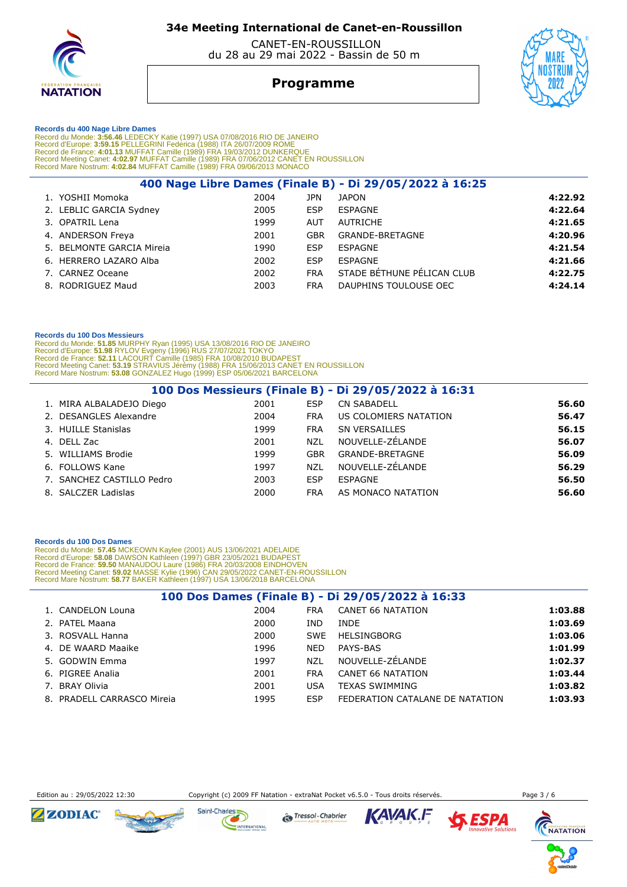# 34e Meeting International de Canet-en-Roussillon

CANET-EN-ROUSSILLON
du 28 au 29 mai 2022 - Bassin de 50 m

## Programme

**Records du 400 Nage Libre Dames**
Record du Monde: **3:56.46** LEDECKY Katie (1997) USA 07/08/2016 RIO DE JANEIRO
Record d'Europe: **3:59.15** PELLEGRINI Federica (1988) ITA 26/07/2009 ROME
Record de France: **4:01.13** MUFFAT Camille (1989) FRA 19/03/2012 DUNKERQUE
Record Meeting Canet: **4:02.97** MUFFAT Camille (1989) FRA 07/06/2012 CANET EN ROUSSILLON
Record Mare Nostrum: **4:02.84** MUFFAT Camille (1989) FRA 09/06/2013 MONACO

### 400 Nage Libre Dames (Finale B) - Di 29/05/2022 à 16:25

| | Nom | Année | Nat. | Club | Temps |
|---|---|---|---|---|---|
| 1. | YOSHII Momoka | 2004 | JPN | JAPON | **4:22.92** |
| 2. | LEBLIC GARCIA Sydney | 2005 | ESP | ESPAGNE | **4:22.64** |
| 3. | OPATRIL Lena | 1999 | AUT | AUTRICHE | **4:21.65** |
| 4. | ANDERSON Freya | 2001 | GBR | GRANDE-BRETAGNE | **4:20.96** |
| 5. | BELMONTE GARCIA Mireia | 1990 | ESP | ESPAGNE | **4:21.54** |
| 6. | HERRERO LAZARO Alba | 2002 | ESP | ESPAGNE | **4:21.66** |
| 7. | CARNEZ Oceane | 2002 | FRA | STADE BÉTHUNE PÉLICAN CLUB | **4:22.75** |
| 8. | RODRIGUEZ Maud | 2003 | FRA | DAUPHINS TOULOUSE OEC | **4:24.14** |

**Records du 100 Dos Messieurs**
Record du Monde: **51.85** MURPHY Ryan (1995) USA 13/08/2016 RIO DE JANEIRO
Record d'Europe: **51.98** RYLOV Evgeny (1996) RUS 27/07/2021 TOKYO
Record de France: **52.11** LACOURT Camille (1985) FRA 10/08/2010 BUDAPEST
Record Meeting Canet: **53.19** STRAVIUS Jérémy (1988) FRA 15/06/2013 CANET EN ROUSSILLON
Record Mare Nostrum: **53.08** GONZALEZ Hugo (1999) ESP 05/06/2021 BARCELONA

### 100 Dos Messieurs (Finale B) - Di 29/05/2022 à 16:31

| | Nom | Année | Nat. | Club | Temps |
|---|---|---|---|---|---|
| 1. | MIRA ALBALADEJO Diego | 2001 | ESP | CN SABADELL | **56.60** |
| 2. | DESANGLES Alexandre | 2004 | FRA | US COLOMIERS NATATION | **56.47** |
| 3. | HUILLE Stanislas | 1999 | FRA | SN VERSAILLES | **56.15** |
| 4. | DELL Zac | 2001 | NZL | NOUVELLE-ZÉLANDE | **56.07** |
| 5. | WILLIAMS Brodie | 1999 | GBR | GRANDE-BRETAGNE | **56.09** |
| 6. | FOLLOWS Kane | 1997 | NZL | NOUVELLE-ZÉLANDE | **56.29** |
| 7. | SANCHEZ CASTILLO Pedro | 2003 | ESP | ESPAGNE | **56.50** |
| 8. | SALCZER Ladislas | 2000 | FRA | AS MONACO NATATION | **56.60** |

**Records du 100 Dos Dames**
Record du Monde: **57.45** MCKEOWN Kaylee (2001) AUS 13/06/2021 ADELAIDE
Record d'Europe: **58.08** DAWSON Kathleen (1997) GBR 23/05/2021 BUDAPEST
Record de France: **59.50** MANAUDOU Laure (1986) FRA 20/03/2008 EINDHOVEN
Record Meeting Canet: **59.02** MASSE Kylie (1996) CAN 29/05/2022 CANET-EN-ROUSSILLON
Record Mare Nostrum: **58.77** BAKER Kathleen (1997) USA 13/06/2018 BARCELONA

### 100 Dos Dames (Finale B) - Di 29/05/2022 à 16:33

| | Nom | Année | Nat. | Club | Temps |
|---|---|---|---|---|---|
| 1. | CANDELON Louna | 2004 | FRA | CANET 66 NATATION | **1:03.88** |
| 2. | PATEL Maana | 2000 | IND | INDE | **1:03.69** |
| 3. | ROSVALL Hanna | 2000 | SWE | HELSINGBORG | **1:03.06** |
| 4. | DE WAARD Maaike | 1996 | NED | PAYS-BAS | **1:01.99** |
| 5. | GODWIN Emma | 1997 | NZL | NOUVELLE-ZÉLANDE | **1:02.37** |
| 6. | PIGREE Analia | 2001 | FRA | CANET 66 NATATION | **1:03.44** |
| 7. | BRAY Olivia | 2001 | USA | TEXAS SWIMMING | **1:03.82** |
| 8. | PRADELL CARRASCO Mireia | 1995 | ESP | FEDERATION CATALANE DE NATATION | **1:03.93** |

Edition au : 29/05/2022 12:30 — Copyright (c) 2009 FF Natation - extraNat Pocket v6.5.0 - Tous droits réservés.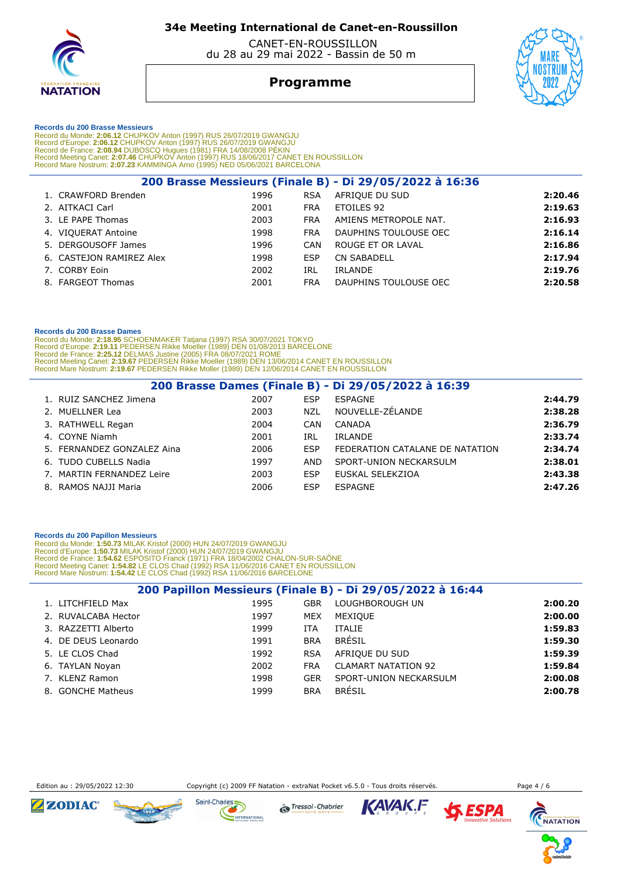# 34e Meeting International de Canet-en-Roussillon

CANET-EN-ROUSSILLON
du 28 au 29 mai 2022 - Bassin de 50 m

## Programme

**Records du 200 Brasse Messieurs**
Record du Monde: **2:06.12** CHUPKOV Anton (1997) RUS 26/07/2019 GWANGJU
Record d'Europe: **2:06.12** CHUPKOV Anton (1997) RUS 26/07/2019 GWANGJU
Record de France: **2:08.94** DUBOSCQ Hugues (1981) FRA 14/08/2008 PÉKIN
Record Meeting Canet: **2:07.46** CHUPKOV Anton (1997) RUS 18/06/2017 CANET EN ROUSSILLON
Record Mare Nostrum: **2:07.23** KAMMINGA Arno (1995) NED 05/06/2021 BARCELONA

### 200 Brasse Messieurs (Finale B) - Di 29/05/2022 à 16:36

| | Nom | Année | Nat. | Club | Temps |
|---|---|---|---|---|---|
| 1. | CRAWFORD Brenden | 1996 | RSA | AFRIQUE DU SUD | **2:20.46** |
| 2. | AITKACI Carl | 2001 | FRA | ETOILES 92 | **2:19.63** |
| 3. | LE PAPE Thomas | 2003 | FRA | AMIENS METROPOLE NAT. | **2:16.93** |
| 4. | VIQUERAT Antoine | 1998 | FRA | DAUPHINS TOULOUSE OEC | **2:16.14** |
| 5. | DERGOUSOFF James | 1996 | CAN | ROUGE ET OR LAVAL | **2:16.86** |
| 6. | CASTEJON RAMIREZ Alex | 1998 | ESP | CN SABADELL | **2:17.94** |
| 7. | CORBY Eoin | 2002 | IRL | IRLANDE | **2:19.76** |
| 8. | FARGEOT Thomas | 2001 | FRA | DAUPHINS TOULOUSE OEC | **2:20.58** |

**Records du 200 Brasse Dames**
Record du Monde: **2:18.95** SCHOENMAKER Tatjana (1997) RSA 30/07/2021 TOKYO
Record d'Europe: **2:19.11** PEDERSEN Rikke Moeller (1989) DEN 01/08/2013 BARCELONE
Record de France: **2:25.12** DELMAS Justine (2005) FRA 08/07/2021 ROME
Record Meeting Canet: **2:19.67** PEDERSEN Rikke Moeller (1989) DEN 13/06/2014 CANET EN ROUSSILLON
Record Mare Nostrum: **2:19.67** PEDERSEN Rikke Moller (1989) DEN 12/06/2014 CANET EN ROUSSILLON

### 200 Brasse Dames (Finale B) - Di 29/05/2022 à 16:39

| | Nom | Année | Nat. | Club | Temps |
|---|---|---|---|---|---|
| 1. | RUIZ SANCHEZ Jimena | 2007 | ESP | ESPAGNE | **2:44.79** |
| 2. | MUELLNER Lea | 2003 | NZL | NOUVELLE-ZÉLANDE | **2:38.28** |
| 3. | RATHWELL Regan | 2004 | CAN | CANADA | **2:36.79** |
| 4. | COYNE Niamh | 2001 | IRL | IRLANDE | **2:33.74** |
| 5. | FERNANDEZ GONZALEZ Aina | 2006 | ESP | FEDERATION CATALANE DE NATATION | **2:34.74** |
| 6. | TUDO CUBELLS Nadia | 1997 | AND | SPORT-UNION NECKARSULM | **2:38.01** |
| 7. | MARTIN FERNANDEZ Leire | 2003 | ESP | EUSKAL SELEKZIOA | **2:43.38** |
| 8. | RAMOS NAJJI Maria | 2006 | ESP | ESPAGNE | **2:47.26** |

**Records du 200 Papillon Messieurs**
Record du Monde: **1:50.73** MILAK Kristof (2000) HUN 24/07/2019 GWANGJU
Record d'Europe: **1:50.73** MILAK Kristof (2000) HUN 24/07/2019 GWANGJU
Record de France: **1:54.62** ESPOSITO Franck (1971) FRA 18/04/2002 CHALON-SUR-SAÔNE
Record Meeting Canet: **1:54.82** LE CLOS Chad (1992) RSA 11/06/2016 CANET EN ROUSSILLON
Record Mare Nostrum: **1:54.42** LE CLOS Chad (1992) RSA 11/06/2016 BARCELONE

### 200 Papillon Messieurs (Finale B) - Di 29/05/2022 à 16:44

| | Nom | Année | Nat. | Club | Temps |
|---|---|---|---|---|---|
| 1. | LITCHFIELD Max | 1995 | GBR | LOUGHBOROUGH UN | **2:00.20** |
| 2. | RUVALCABA Hector | 1997 | MEX | MEXIQUE | **2:00.00** |
| 3. | RAZZETTI Alberto | 1999 | ITA | ITALIE | **1:59.83** |
| 4. | DE DEUS Leonardo | 1991 | BRA | BRÉSIL | **1:59.30** |
| 5. | LE CLOS Chad | 1992 | RSA | AFRIQUE DU SUD | **1:59.39** |
| 6. | TAYLAN Noyan | 2002 | FRA | CLAMART NATATION 92 | **1:59.84** |
| 7. | KLENZ Ramon | 1998 | GER | SPORT-UNION NECKARSULM | **2:00.08** |
| 8. | GONCHE Matheus | 1999 | BRA | BRÉSIL | **2:00.78** |

Edition au : 29/05/2022 12:30 — Copyright (c) 2009 FF Natation - extraNat Pocket v6.5.0 - Tous droits réservés.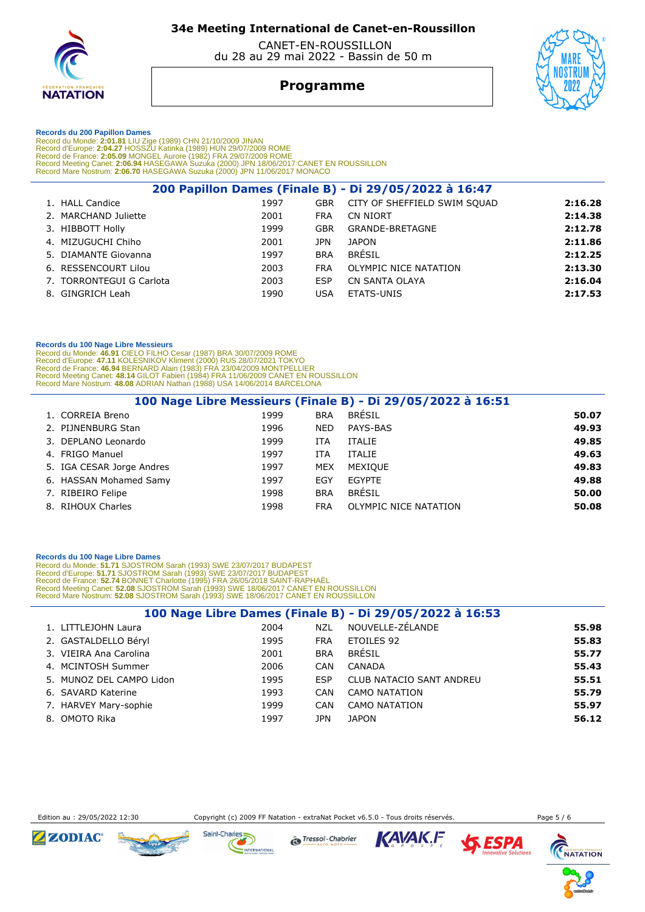# 34e Meeting International de Canet-en-Roussillon

CANET-EN-ROUSSILLON
du 28 au 29 mai 2022 - Bassin de 50 m

## Programme

**Records du 200 Papillon Dames**
Record du Monde: **2:01.81** LIU Zige (1989) CHN 21/10/2009 JINAN
Record d'Europe: **2:04.27** HOSSZU Katinka (1989) HUN 29/07/2009 ROME
Record de France: **2:05.09** MONGEL Aurore (1982) FRA 29/07/2009 ROME
Record Meeting Canet: **2:06.74** HASEGAWA Suzuka (2000) JPN 18/06/2017 CANET EN ROUSSILLON
Record Mare Nostrum: **2:06.70** HASEGAWA Suzuka (2000) JPN 11/06/2017 MONACO

### 200 Papillon Dames (Finale B) - Di 29/05/2022 à 16:47

| | Nom | Année | Nation | Club | Temps |
|---|---|---|---|---|---|
| 1. | HALL Candice | 1997 | GBR | CITY OF SHEFFIELD SWIM SQUAD | **2:16.28** |
| 2. | MARCHAND Juliette | 2001 | FRA | CN NIORT | **2:14.38** |
| 3. | HIBBOTT Holly | 1999 | GBR | GRANDE-BRETAGNE | **2:12.78** |
| 4. | MIZUGUCHI Chiho | 2001 | JPN | JAPON | **2:11.86** |
| 5. | DIAMANTE Giovanna | 1997 | BRA | BRÉSIL | **2:12.25** |
| 6. | RESSENCOURT Lilou | 2003 | FRA | OLYMPIC NICE NATATION | **2:13.30** |
| 7. | TORRONTEGUI G Carlota | 2003 | ESP | CN SANTA OLAYA | **2:16.04** |
| 8. | GINGRICH Leah | 1990 | USA | ETATS-UNIS | **2:17.53** |

**Records du 100 Nage Libre Messieurs**
Record du Monde: **46.91** CIELO FILHO Cesar (1987) BRA 30/07/2009 ROME
Record d'Europe: **47.11** KOLESNIKOV Kliment (2000) RUS 28/07/2021 TOKYO
Record de France: **46.94** BERNARD Alain (1983) FRA 23/04/2009 MONTPELLIER
Record Meeting Canet: **48.14** GILOT Fabien (1984) FRA 11/06/2009 CANET EN ROUSSILLON
Record Mare Nostrum: **48.08** ADRIAN Nathan (1988) USA 14/06/2014 BARCELONA

### 100 Nage Libre Messieurs (Finale B) - Di 29/05/2022 à 16:51

| | Nom | Année | Nation | Club | Temps |
|---|---|---|---|---|---|
| 1. | CORREIA Breno | 1999 | BRA | BRÉSIL | **50.07** |
| 2. | PIJNENBURG Stan | 1996 | NED | PAYS-BAS | **49.93** |
| 3. | DEPLANO Leonardo | 1999 | ITA | ITALIE | **49.85** |
| 4. | FRIGO Manuel | 1997 | ITA | ITALIE | **49.63** |
| 5. | IGA CESAR Jorge Andres | 1997 | MEX | MEXIQUE | **49.83** |
| 6. | HASSAN Mohamed Samy | 1997 | EGY | EGYPTE | **49.88** |
| 7. | RIBEIRO Felipe | 1998 | BRA | BRÉSIL | **50.00** |
| 8. | RIHOUX Charles | 1998 | FRA | OLYMPIC NICE NATATION | **50.08** |

**Records du 100 Nage Libre Dames**
Record du Monde: **51.71** SJOSTROM Sarah (1993) SWE 23/07/2017 BUDAPEST
Record d'Europe: **51.71** SJOSTROM Sarah (1993) SWE 23/07/2017 BUDAPEST
Record de France: **52.74** BONNET Charlotte (1995) FRA 26/05/2018 SAINT-RAPHAËL
Record Meeting Canet: **52.08** SJOSTROM Sarah (1993) SWE 18/06/2017 CANET EN ROUSSILLON
Record Mare Nostrum: **52.08** SJOSTROM Sarah (1993) SWE 18/06/2017 CANET EN ROUSSILLON

### 100 Nage Libre Dames (Finale B) - Di 29/05/2022 à 16:53

| | Nom | Année | Nation | Club | Temps |
|---|---|---|---|---|---|
| 1. | LITTLEJOHN Laura | 2004 | NZL | NOUVELLE-ZÉLANDE | **55.98** |
| 2. | GASTALDELLO Béryl | 1995 | FRA | ETOILES 92 | **55.83** |
| 3. | VIEIRA Ana Carolina | 2001 | BRA | BRÉSIL | **55.77** |
| 4. | MCINTOSH Summer | 2006 | CAN | CANADA | **55.43** |
| 5. | MUNOZ DEL CAMPO Lidon | 1995 | ESP | CLUB NATACIO SANT ANDREU | **55.51** |
| 6. | SAVARD Katerine | 1993 | CAN | CAMO NATATION | **55.79** |
| 7. | HARVEY Mary-sophie | 1999 | CAN | CAMO NATATION | **55.97** |
| 8. | OMOTO Rika | 1997 | JPN | JAPON | **56.12** |

Edition au : 29/05/2022 12:30 — Copyright (c) 2009 FF Natation - extraNat Pocket v6.5.0 - Tous droits réservés.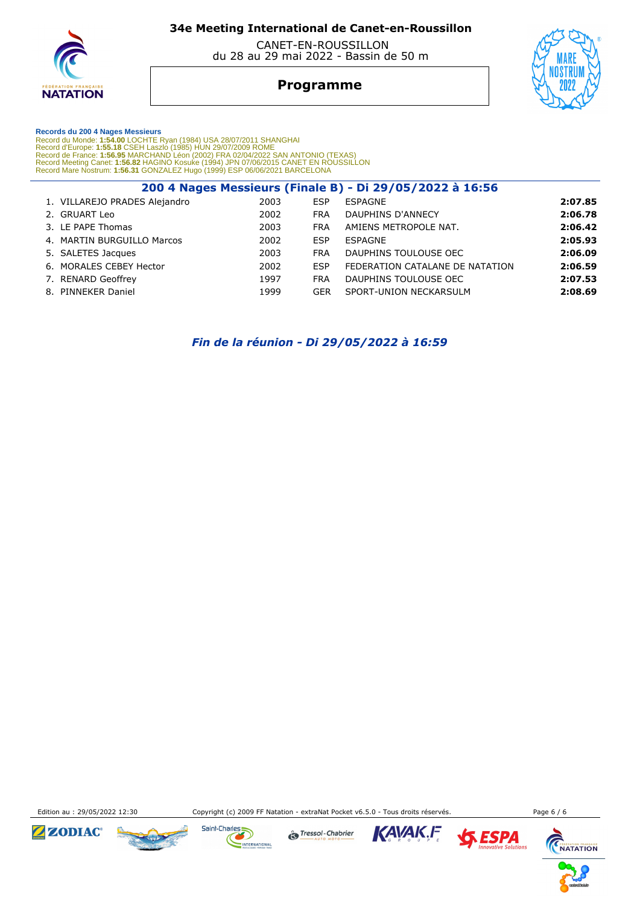# 34e Meeting International de Canet-en-Roussillon

CANET-EN-ROUSSILLON
du 28 au 29 mai 2022 - Bassin de 50 m

## Programme

**Records du 200 4 Nages Messieurs**
Record du Monde: **1:54.00** LOCHTE Ryan (1984) USA 28/07/2011 SHANGHAI
Record d'Europe: **1:55.18** CSEH Laszlo (1985) HUN 29/07/2009 ROME
Record de France: **1:56.95** MARCHAND Léon (2002) FRA 02/04/2022 SAN ANTONIO (TEXAS)
Record Meeting Canet: **1:56.82** HAGINO Kosuke (1994) JPN 07/06/2015 CANET EN ROUSSILLON
Record Mare Nostrum: **1:56.31** GONZALEZ Hugo (1999) ESP 06/06/2021 BARCELONA

### 200 4 Nages Messieurs (Finale B) - Di 29/05/2022 à 16:56

| | | | | | |
|---|---|---|---|---|---|
| 1. | VILLAREJO PRADES Alejandro | 2003 | ESP | ESPAGNE | **2:07.85** |
| 2. | GRUART Leo | 2002 | FRA | DAUPHINS D'ANNECY | **2:06.78** |
| 3. | LE PAPE Thomas | 2003 | FRA | AMIENS METROPOLE NAT. | **2:06.42** |
| 4. | MARTIN BURGUILLO Marcos | 2002 | ESP | ESPAGNE | **2:05.93** |
| 5. | SALETES Jacques | 2003 | FRA | DAUPHINS TOULOUSE OEC | **2:06.09** |
| 6. | MORALES CEBEY Hector | 2002 | ESP | FEDERATION CATALANE DE NATATION | **2:06.59** |
| 7. | RENARD Geoffrey | 1997 | FRA | DAUPHINS TOULOUSE OEC | **2:07.53** |
| 8. | PINNEKER Daniel | 1999 | GER | SPORT-UNION NECKARSULM | **2:08.69** |

***Fin de la réunion - Di 29/05/2022 à 16:59***

Edition au : 29/05/2022 12:30 — Copyright (c) 2009 FF Natation - extraNat Pocket v6.5.0 - Tous droits réservés.